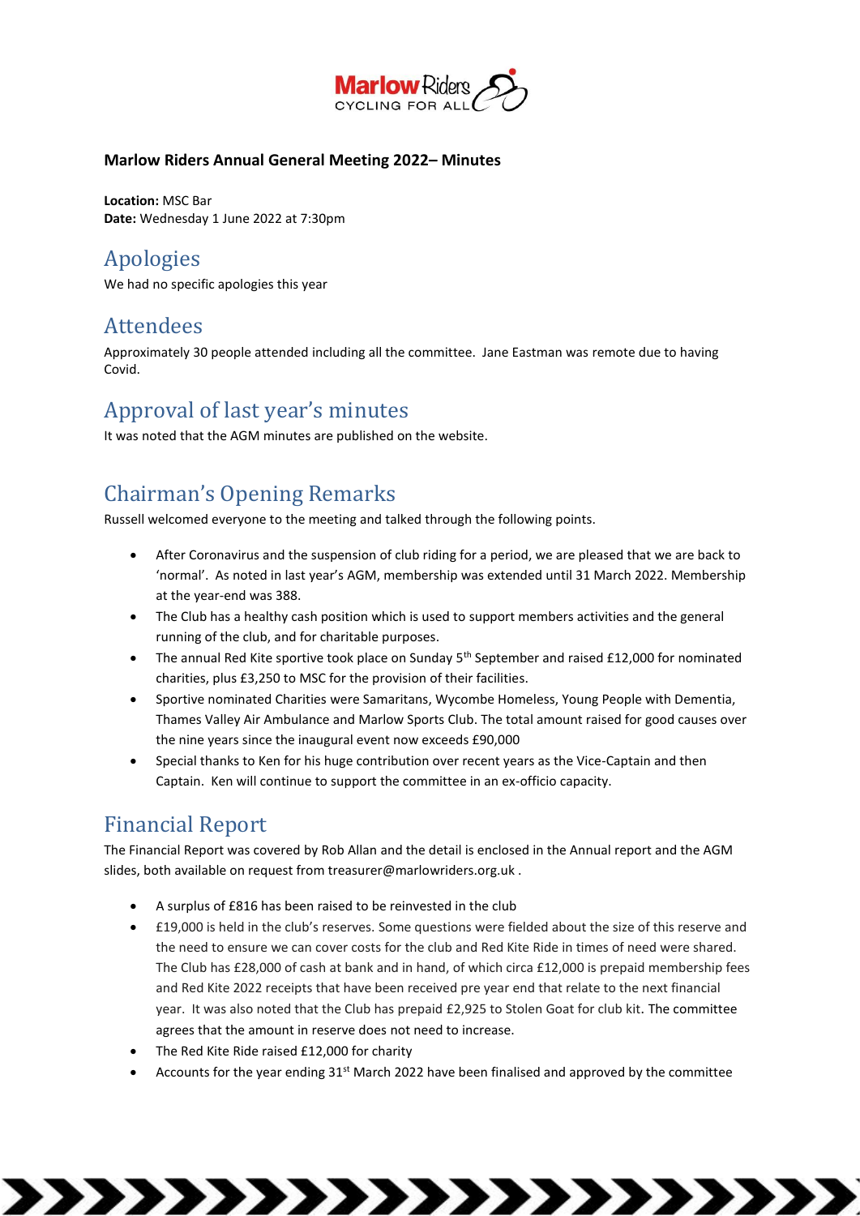**Marlow Riders Annual General Meeting 2022– Minutes**

**Location:** MSC Bar
**Date:** Wednesday 1 June 2022 at 7:30pm

## Apologies

We had no specific apologies this year

## Attendees

Approximately 30 people attended including all the committee. Jane Eastman was remote due to having Covid.

## Approval of last year's minutes

It was noted that the AGM minutes are published on the website.

## Chairman's Opening Remarks

Russell welcomed everyone to the meeting and talked through the following points.

- After Coronavirus and the suspension of club riding for a period, we are pleased that we are back to 'normal'. As noted in last year's AGM, membership was extended until 31 March 2022. Membership at the year-end was 388.
- The Club has a healthy cash position which is used to support members activities and the general running of the club, and for charitable purposes.
- The annual Red Kite sportive took place on Sunday 5th September and raised £12,000 for nominated charities, plus £3,250 to MSC for the provision of their facilities.
- Sportive nominated Charities were Samaritans, Wycombe Homeless, Young People with Dementia, Thames Valley Air Ambulance and Marlow Sports Club. The total amount raised for good causes over the nine years since the inaugural event now exceeds £90,000
- Special thanks to Ken for his huge contribution over recent years as the Vice-Captain and then Captain. Ken will continue to support the committee in an ex-officio capacity.

## Financial Report

The Financial Report was covered by Rob Allan and the detail is enclosed in the Annual report and the AGM slides, both available on request from treasurer@marlowriders.org.uk .

- A surplus of £816 has been raised to be reinvested in the club
- £19,000 is held in the club's reserves. Some questions were fielded about the size of this reserve and the need to ensure we can cover costs for the club and Red Kite Ride in times of need were shared. The Club has £28,000 of cash at bank and in hand, of which circa £12,000 is prepaid membership fees and Red Kite 2022 receipts that have been received pre year end that relate to the next financial year. It was also noted that the Club has prepaid £2,925 to Stolen Goat for club kit. The committee agrees that the amount in reserve does not need to increase.
- The Red Kite Ride raised £12,000 for charity
- Accounts for the year ending 31st March 2022 have been finalised and approved by the committee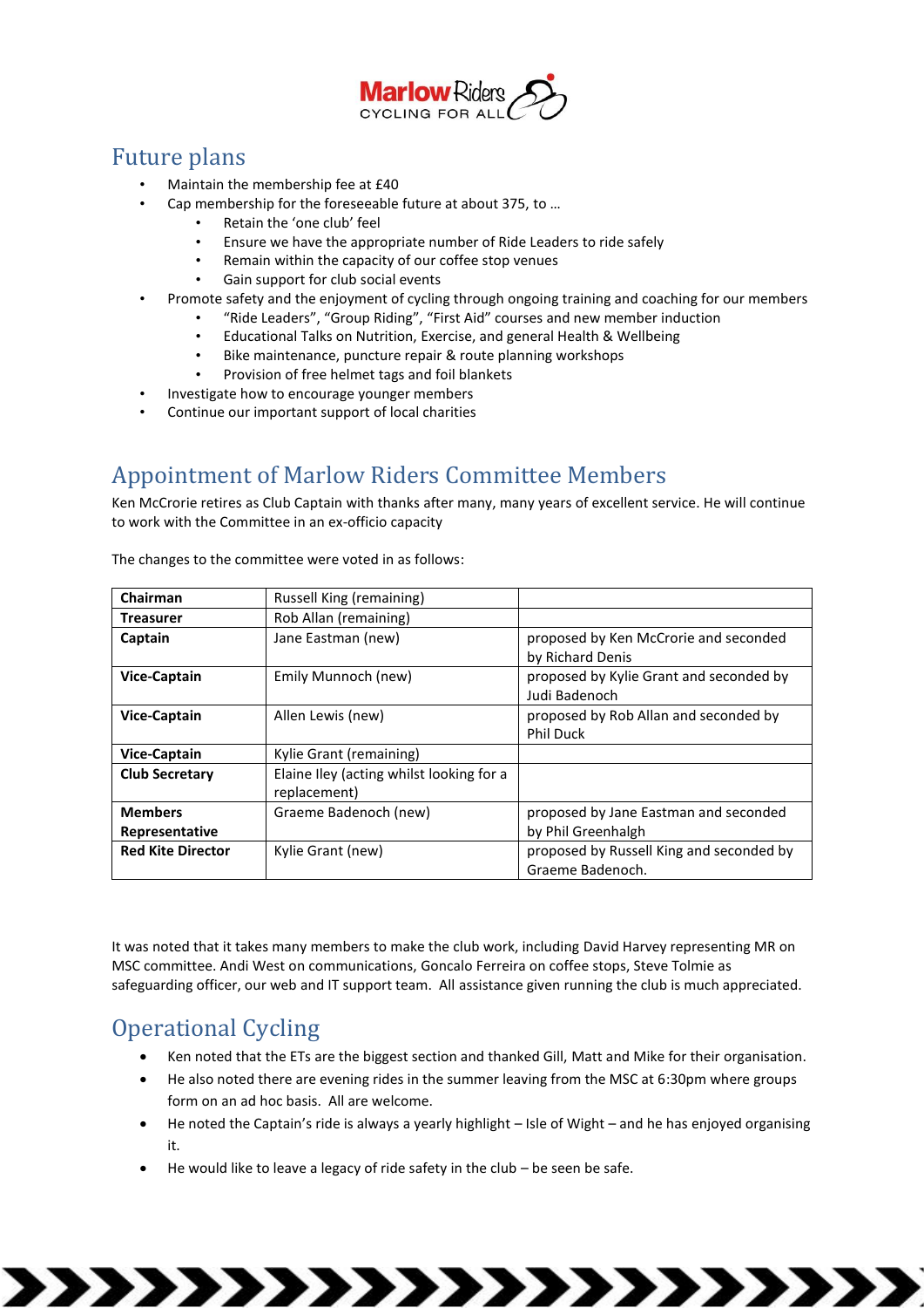## Future plans

- Maintain the membership fee at £40
- Cap membership for the foreseeable future at about 375, to …
  - Retain the 'one club' feel
  - Ensure we have the appropriate number of Ride Leaders to ride safely
  - Remain within the capacity of our coffee stop venues
  - Gain support for club social events
- Promote safety and the enjoyment of cycling through ongoing training and coaching for our members
  - "Ride Leaders", "Group Riding", "First Aid" courses and new member induction
  - Educational Talks on Nutrition, Exercise, and general Health & Wellbeing
  - Bike maintenance, puncture repair & route planning workshops
  - Provision of free helmet tags and foil blankets
- Investigate how to encourage younger members
- Continue our important support of local charities

## Appointment of Marlow Riders Committee Members

Ken McCrorie retires as Club Captain with thanks after many, many years of excellent service. He will continue to work with the Committee in an ex-officio capacity

The changes to the committee were voted in as follows:

| | | |
|---|---|---|
| **Chairman** | Russell King (remaining) | |
| **Treasurer** | Rob Allan (remaining) | |
| **Captain** | Jane Eastman (new) | proposed by Ken McCrorie and seconded by Richard Denis |
| **Vice-Captain** | Emily Munnoch (new) | proposed by Kylie Grant and seconded by Judi Badenoch |
| **Vice-Captain** | Allen Lewis (new) | proposed by Rob Allan and seconded by Phil Duck |
| **Vice-Captain** | Kylie Grant (remaining) | |
| **Club Secretary** | Elaine Iley (acting whilst looking for a replacement) | |
| **Members Representative** | Graeme Badenoch (new) | proposed by Jane Eastman and seconded by Phil Greenhalgh |
| **Red Kite Director** | Kylie Grant (new) | proposed by Russell King and seconded by Graeme Badenoch. |

It was noted that it takes many members to make the club work, including David Harvey representing MR on MSC committee. Andi West on communications, Goncalo Ferreira on coffee stops, Steve Tolmie as safeguarding officer, our web and IT support team. All assistance given running the club is much appreciated.

## Operational Cycling

- Ken noted that the ETs are the biggest section and thanked Gill, Matt and Mike for their organisation.
- He also noted there are evening rides in the summer leaving from the MSC at 6:30pm where groups form on an ad hoc basis. All are welcome.
- He noted the Captain's ride is always a yearly highlight – Isle of Wight – and he has enjoyed organising it.
- He would like to leave a legacy of ride safety in the club – be seen be safe.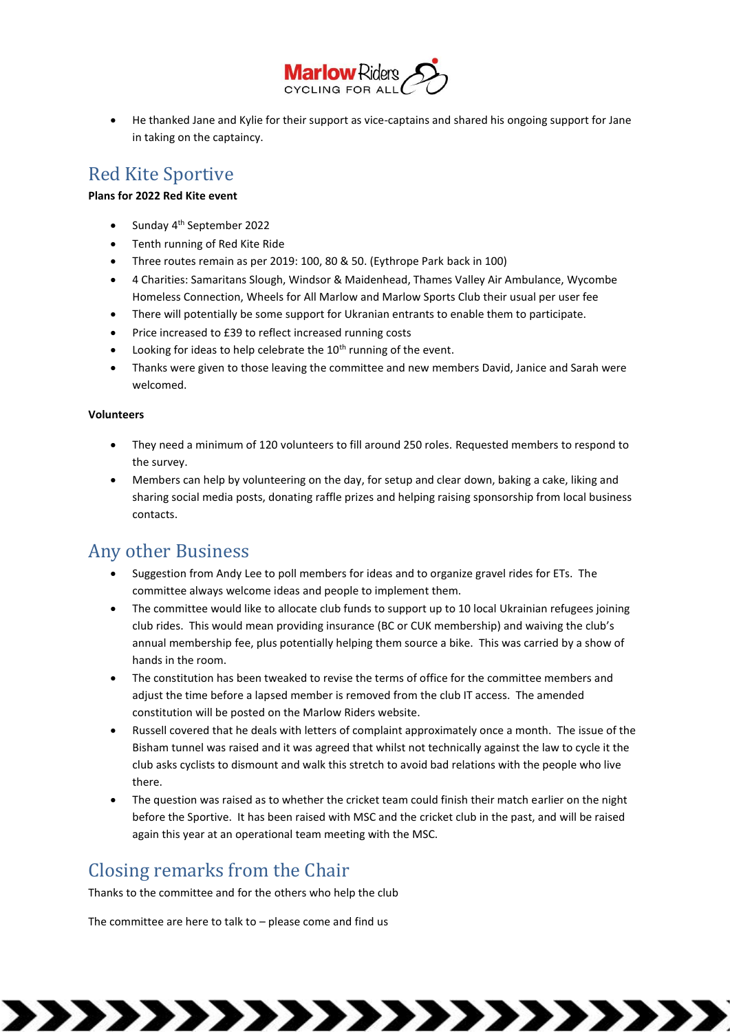- He thanked Jane and Kylie for their support as vice-captains and shared his ongoing support for Jane in taking on the captaincy.

## Red Kite Sportive

**Plans for 2022 Red Kite event**

- Sunday 4th September 2022
- Tenth running of Red Kite Ride
- Three routes remain as per 2019: 100, 80 & 50. (Eythrope Park back in 100)
- 4 Charities: Samaritans Slough, Windsor & Maidenhead, Thames Valley Air Ambulance, Wycombe Homeless Connection, Wheels for All Marlow and Marlow Sports Club their usual per user fee
- There will potentially be some support for Ukranian entrants to enable them to participate.
- Price increased to £39 to reflect increased running costs
- Looking for ideas to help celebrate the 10th running of the event.
- Thanks were given to those leaving the committee and new members David, Janice and Sarah were welcomed.

**Volunteers**

- They need a minimum of 120 volunteers to fill around 250 roles. Requested members to respond to the survey.
- Members can help by volunteering on the day, for setup and clear down, baking a cake, liking and sharing social media posts, donating raffle prizes and helping raising sponsorship from local business contacts.

## Any other Business

- Suggestion from Andy Lee to poll members for ideas and to organize gravel rides for ETs. The committee always welcome ideas and people to implement them.
- The committee would like to allocate club funds to support up to 10 local Ukrainian refugees joining club rides. This would mean providing insurance (BC or CUK membership) and waiving the club's annual membership fee, plus potentially helping them source a bike. This was carried by a show of hands in the room.
- The constitution has been tweaked to revise the terms of office for the committee members and adjust the time before a lapsed member is removed from the club IT access. The amended constitution will be posted on the Marlow Riders website.
- Russell covered that he deals with letters of complaint approximately once a month. The issue of the Bisham tunnel was raised and it was agreed that whilst not technically against the law to cycle it the club asks cyclists to dismount and walk this stretch to avoid bad relations with the people who live there.
- The question was raised as to whether the cricket team could finish their match earlier on the night before the Sportive. It has been raised with MSC and the cricket club in the past, and will be raised again this year at an operational team meeting with the MSC.

## Closing remarks from the Chair

Thanks to the committee and for the others who help the club

The committee are here to talk to – please come and find us